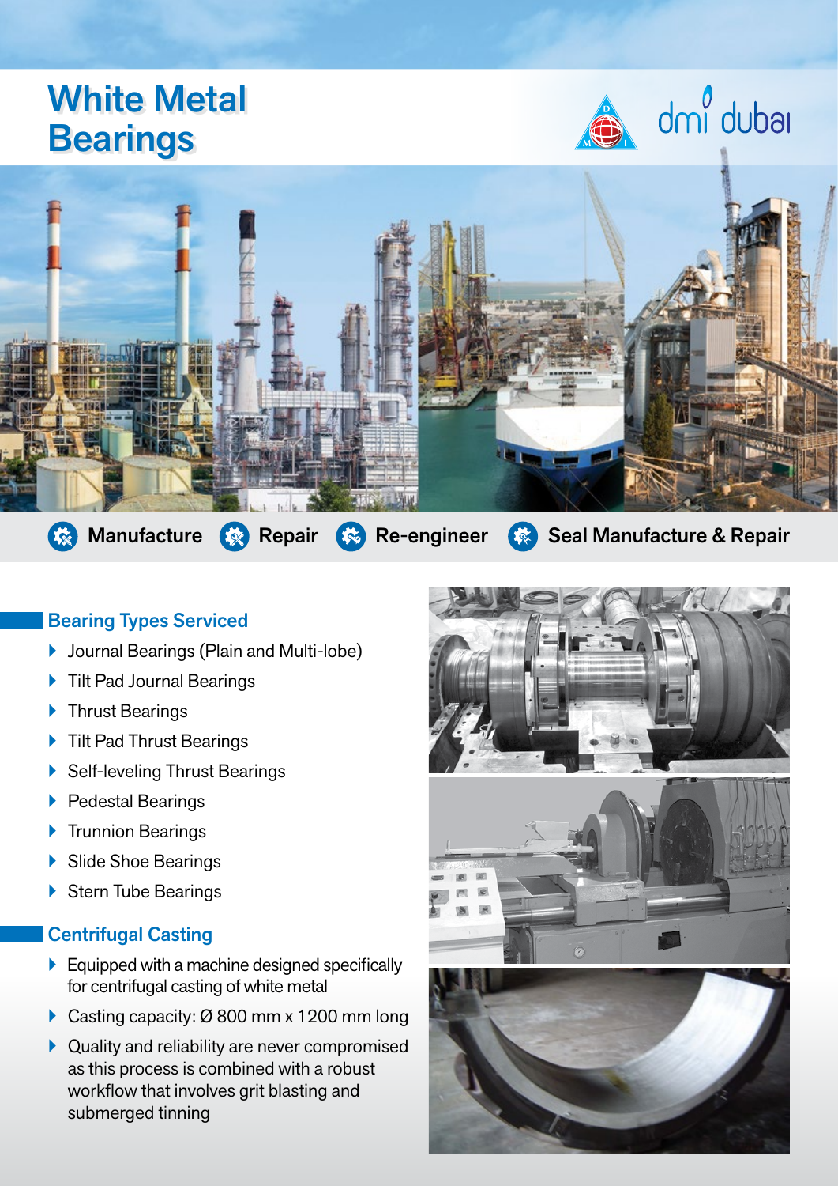# White Metal Bearings

dmi dubai

Manufacture | Repair | Re-engineer | Seal Manufacture & Repair

## Bearing Types Serviced

- Journal Bearings (Plain and Multi-lobe)
- Tilt Pad Journal Bearings
- Thrust Bearings
- Tilt Pad Thrust Bearings
- Self-leveling Thrust Bearings
- Pedestal Bearings
- Trunnion Bearings
- Slide Shoe Bearings
- Stern Tube Bearings

## Centrifugal Casting

- Equipped with a machine designed specifically for centrifugal casting of white metal
- Casting capacity: Ø 800 mm x 1200 mm long
- Quality and reliability are never compromised as this process is combined with a robust workflow that involves grit blasting and submerged tinning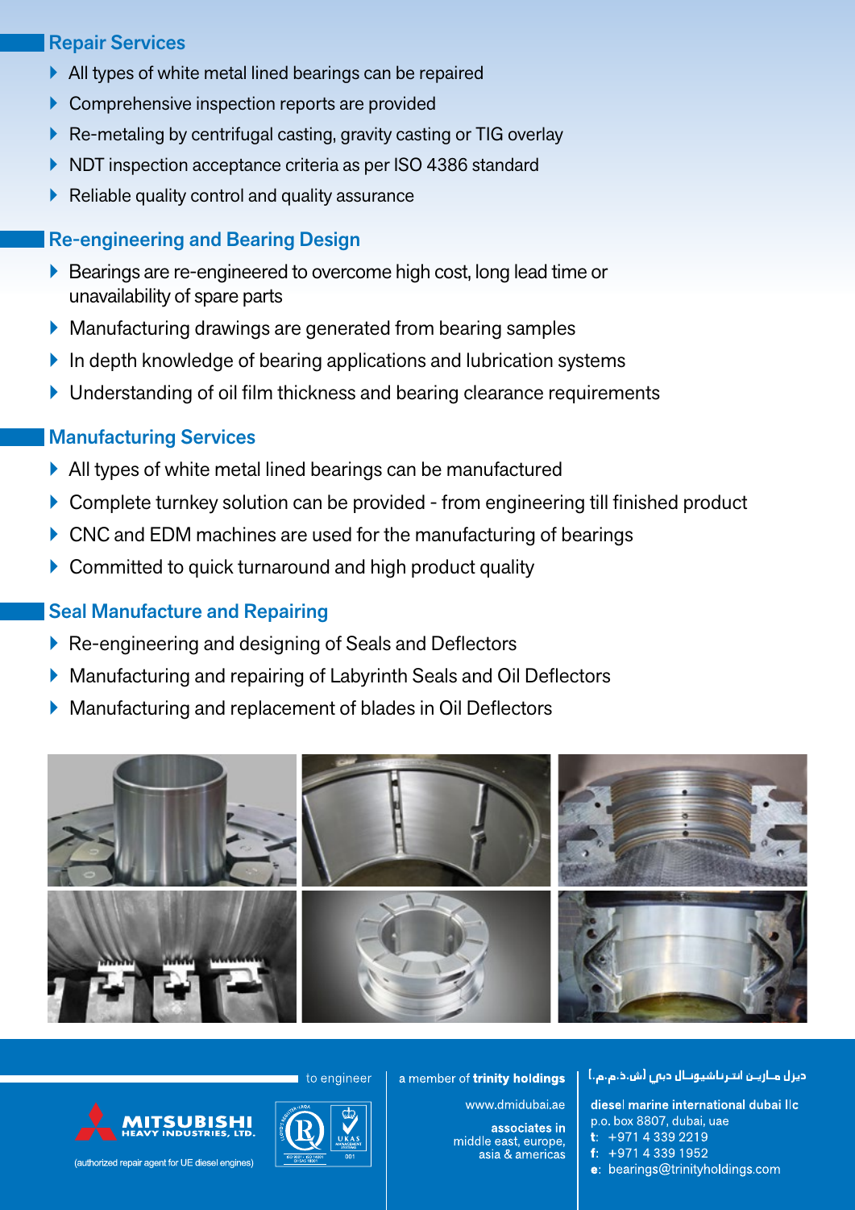## Repair Services

- All types of white metal lined bearings can be repaired
- Comprehensive inspection reports are provided
- Re-metaling by centrifugal casting, gravity casting or TIG overlay
- NDT inspection acceptance criteria as per ISO 4386 standard
- Reliable quality control and quality assurance

## Re-engineering and Bearing Design

- Bearings are re-engineered to overcome high cost, long lead time or unavailability of spare parts
- Manufacturing drawings are generated from bearing samples
- In depth knowledge of bearing applications and lubrication systems
- Understanding of oil film thickness and bearing clearance requirements

## Manufacturing Services

- All types of white metal lined bearings can be manufactured
- Complete turnkey solution can be provided - from engineering till finished product
- CNC and EDM machines are used for the manufacturing of bearings
- Committed to quick turnaround and high product quality

## Seal Manufacture and Repairing

- Re-engineering and designing of Seals and Deflectors
- Manufacturing and repairing of Labyrinth Seals and Oil Deflectors
- Manufacturing and replacement of blades in Oil Deflectors

to engineer

MITSUBISHI HEAVY INDUSTRIES, LTD.

(authorized repair agent for UE diesel engines)

a member of **trinity holdings**

www.dmidubai.ae

**associates in**
middle east, europe,
asia & americas

ديزل مـاريـن انترناشيونـال دبي (ش.ذ.م.م.)

**diesel marine international dubai llc**
p.o. box 8807, dubai, uae
**t**: +971 4 339 2219
**f**: +971 4 339 1952
**e**: bearings@trinityholdings.com